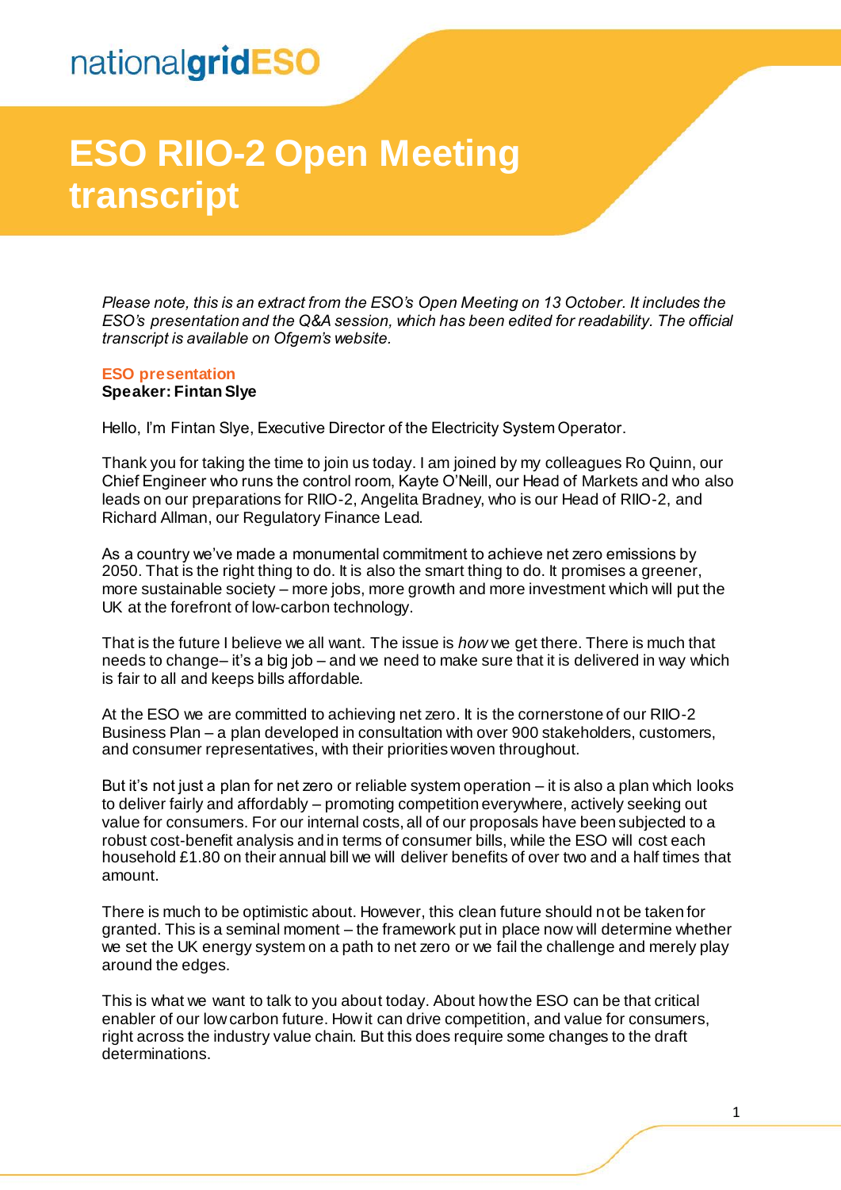nationalgridESO

# ESO RIIO-2 Open Meeting transcript

*Please note, this is an extract from the ESO's Open Meeting on 13 October. It includes the ESO's presentation and the Q&A session, which has been edited for readability. The official transcript is available on Ofgem's website.*

## ESO presentation

**Speaker: Fintan Slye**

Hello, I'm Fintan Slye, Executive Director of the Electricity System Operator.

Thank you for taking the time to join us today. I am joined by my colleagues Ro Quinn, our Chief Engineer who runs the control room, Kayte O'Neill, our Head of Markets and who also leads on our preparations for RIIO-2, Angelita Bradney, who is our Head of RIIO-2, and Richard Allman, our Regulatory Finance Lead.

As a country we've made a monumental commitment to achieve net zero emissions by 2050. That is the right thing to do. It is also the smart thing to do. It promises a greener, more sustainable society – more jobs, more growth and more investment which will put the UK at the forefront of low-carbon technology.

That is the future I believe we all want. The issue is *how* we get there. There is much that needs to change– it's a big job – and we need to make sure that it is delivered in way which is fair to all and keeps bills affordable.

At the ESO we are committed to achieving net zero. It is the cornerstone of our RIIO-2 Business Plan – a plan developed in consultation with over 900 stakeholders, customers, and consumer representatives, with their priorities woven throughout.

But it's not just a plan for net zero or reliable system operation – it is also a plan which looks to deliver fairly and affordably – promoting competition everywhere, actively seeking out value for consumers. For our internal costs, all of our proposals have been subjected to a robust cost-benefit analysis and in terms of consumer bills, while the ESO will cost each household £1.80 on their annual bill we will deliver benefits of over two and a half times that amount.

There is much to be optimistic about. However, this clean future should not be taken for granted. This is a seminal moment – the framework put in place now will determine whether we set the UK energy system on a path to net zero or we fail the challenge and merely play around the edges.

This is what we want to talk to you about today. About how the ESO can be that critical enabler of our low carbon future. How it can drive competition, and value for consumers, right across the industry value chain. But this does require some changes to the draft determinations.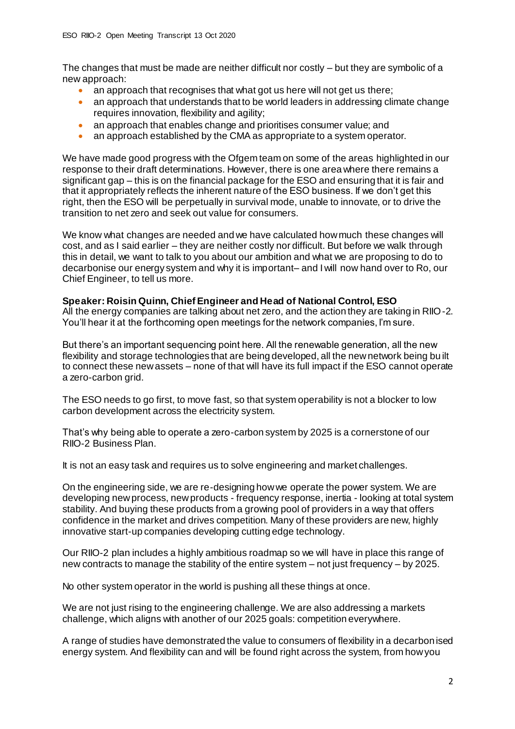The changes that must be made are neither difficult nor costly – but they are symbolic of a new approach:

- an approach that recognises that what got us here will not get us there;
- an approach that understands that to be world leaders in addressing climate change requires innovation, flexibility and agility;
- an approach that enables change and prioritises consumer value; and
- an approach established by the CMA as appropriate to a system operator.

We have made good progress with the Ofgem team on some of the areas highlighted in our response to their draft determinations. However, there is one area where there remains a significant gap – this is on the financial package for the ESO and ensuring that it is fair and that it appropriately reflects the inherent nature of the ESO business. If we don't get this right, then the ESO will be perpetually in survival mode, unable to innovate, or to drive the transition to net zero and seek out value for consumers.

We know what changes are needed and we have calculated how much these changes will cost, and as I said earlier – they are neither costly nor difficult. But before we walk through this in detail, we want to talk to you about our ambition and what we are proposing to do to decarbonise our energy system and why it is important– and I will now hand over to Ro, our Chief Engineer, to tell us more.

**Speaker: Roisin Quinn, Chief Engineer and Head of National Control, ESO**

All the energy companies are talking about net zero, and the action they are taking in RIIO-2. You'll hear it at the forthcoming open meetings for the network companies, I'm sure.

But there's an important sequencing point here. All the renewable generation, all the new flexibility and storage technologies that are being developed, all the new network being built to connect these new assets – none of that will have its full impact if the ESO cannot operate a zero-carbon grid.

The ESO needs to go first, to move fast, so that system operability is not a blocker to low carbon development across the electricity system.

That's why being able to operate a zero-carbon system by 2025 is a cornerstone of our RIIO-2 Business Plan.

It is not an easy task and requires us to solve engineering and market challenges.

On the engineering side, we are re-designing how we operate the power system. We are developing new process, new products - frequency response, inertia - looking at total system stability. And buying these products from a growing pool of providers in a way that offers confidence in the market and drives competition. Many of these providers are new, highly innovative start-up companies developing cutting edge technology.

Our RIIO-2 plan includes a highly ambitious roadmap so we will have in place this range of new contracts to manage the stability of the entire system – not just frequency – by 2025.

No other system operator in the world is pushing all these things at once.

We are not just rising to the engineering challenge. We are also addressing a markets challenge, which aligns with another of our 2025 goals: competition everywhere.

A range of studies have demonstrated the value to consumers of flexibility in a decarbonised energy system. And flexibility can and will be found right across the system, from how you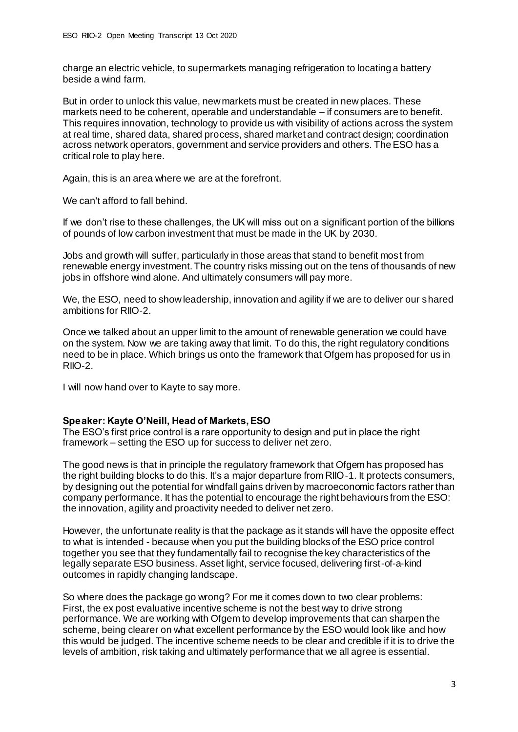charge an electric vehicle, to supermarkets managing refrigeration to locating a battery beside a wind farm.

But in order to unlock this value, new markets must be created in new places. These markets need to be coherent, operable and understandable – if consumers are to benefit. This requires innovation, technology to provide us with visibility of actions across the system at real time, shared data, shared process, shared market and contract design; coordination across network operators, government and service providers and others. The ESO has a critical role to play here.

Again, this is an area where we are at the forefront.

We can't afford to fall behind.

If we don't rise to these challenges, the UK will miss out on a significant portion of the billions of pounds of low carbon investment that must be made in the UK by 2030.

Jobs and growth will suffer, particularly in those areas that stand to benefit most from renewable energy investment. The country risks missing out on the tens of thousands of new jobs in offshore wind alone. And ultimately consumers will pay more.

We, the ESO, need to show leadership, innovation and agility if we are to deliver our shared ambitions for RIIO-2.

Once we talked about an upper limit to the amount of renewable generation we could have on the system. Now we are taking away that limit. To do this, the right regulatory conditions need to be in place. Which brings us onto the framework that Ofgem has proposed for us in RIIO-2.

I will now hand over to Kayte to say more.

**Speaker: Kayte O'Neill, Head of Markets, ESO**

The ESO's first price control is a rare opportunity to design and put in place the right framework – setting the ESO up for success to deliver net zero.

The good news is that in principle the regulatory framework that Ofgem has proposed has the right building blocks to do this. It's a major departure from RIIO-1. It protects consumers, by designing out the potential for windfall gains driven by macroeconomic factors rather than company performance. It has the potential to encourage the right behaviours from the ESO: the innovation, agility and proactivity needed to deliver net zero.

However, the unfortunate reality is that the package as it stands will have the opposite effect to what is intended - because when you put the building blocks of the ESO price control together you see that they fundamentally fail to recognise the key characteristics of the legally separate ESO business. Asset light, service focused, delivering first-of-a-kind outcomes in rapidly changing landscape.

So where does the package go wrong? For me it comes down to two clear problems:
First, the ex post evaluative incentive scheme is not the best way to drive strong performance. We are working with Ofgem to develop improvements that can sharpen the scheme, being clearer on what excellent performance by the ESO would look like and how this would be judged. The incentive scheme needs to be clear and credible if it is to drive the levels of ambition, risk taking and ultimately performance that we all agree is essential.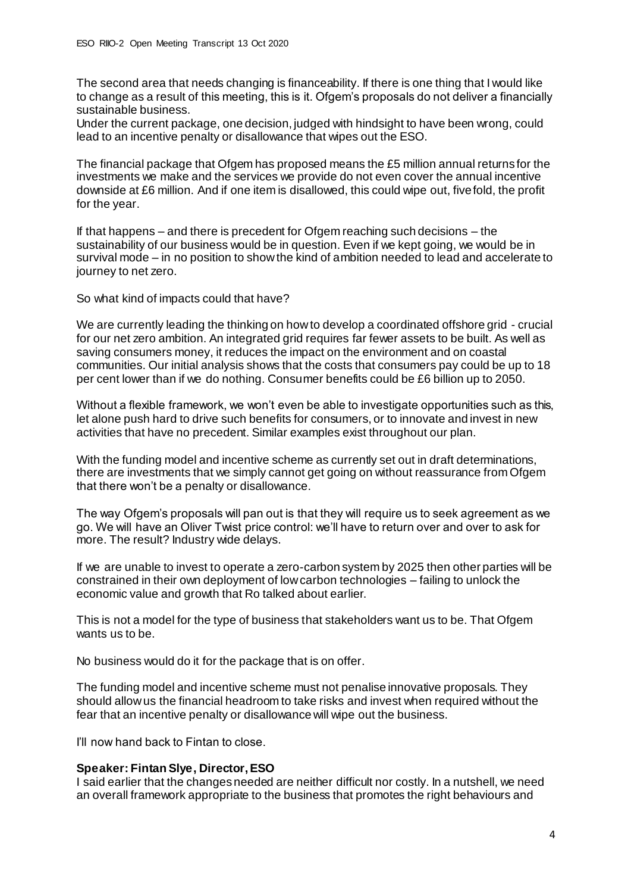The second area that needs changing is financeability. If there is one thing that I would like to change as a result of this meeting, this is it. Ofgem's proposals do not deliver a financially sustainable business.
Under the current package, one decision, judged with hindsight to have been wrong, could lead to an incentive penalty or disallowance that wipes out the ESO.

The financial package that Ofgem has proposed means the £5 million annual returns for the investments we make and the services we provide do not even cover the annual incentive downside at £6 million. And if one item is disallowed, this could wipe out, five fold, the profit for the year.

If that happens – and there is precedent for Ofgem reaching such decisions – the sustainability of our business would be in question. Even if we kept going, we would be in survival mode – in no position to show the kind of ambition needed to lead and accelerate to journey to net zero.

So what kind of impacts could that have?

We are currently leading the thinking on how to develop a coordinated offshore grid - crucial for our net zero ambition. An integrated grid requires far fewer assets to be built. As well as saving consumers money, it reduces the impact on the environment and on coastal communities. Our initial analysis shows that the costs that consumers pay could be up to 18 per cent lower than if we do nothing. Consumer benefits could be £6 billion up to 2050.

Without a flexible framework, we won't even be able to investigate opportunities such as this, let alone push hard to drive such benefits for consumers, or to innovate and invest in new activities that have no precedent. Similar examples exist throughout our plan.

With the funding model and incentive scheme as currently set out in draft determinations, there are investments that we simply cannot get going on without reassurance from Ofgem that there won't be a penalty or disallowance.

The way Ofgem's proposals will pan out is that they will require us to seek agreement as we go. We will have an Oliver Twist price control: we'll have to return over and over to ask for more. The result? Industry wide delays.

If we are unable to invest to operate a zero-carbon system by 2025 then other parties will be constrained in their own deployment of low carbon technologies – failing to unlock the economic value and growth that Ro talked about earlier.

This is not a model for the type of business that stakeholders want us to be. That Ofgem wants us to be.

No business would do it for the package that is on offer.

The funding model and incentive scheme must not penalise innovative proposals. They should allow us the financial headroom to take risks and invest when required without the fear that an incentive penalty or disallowance will wipe out the business.

I'll now hand back to Fintan to close.

**Speaker: Fintan Slye, Director, ESO**

I said earlier that the changes needed are neither difficult nor costly. In a nutshell, we need an overall framework appropriate to the business that promotes the right behaviours and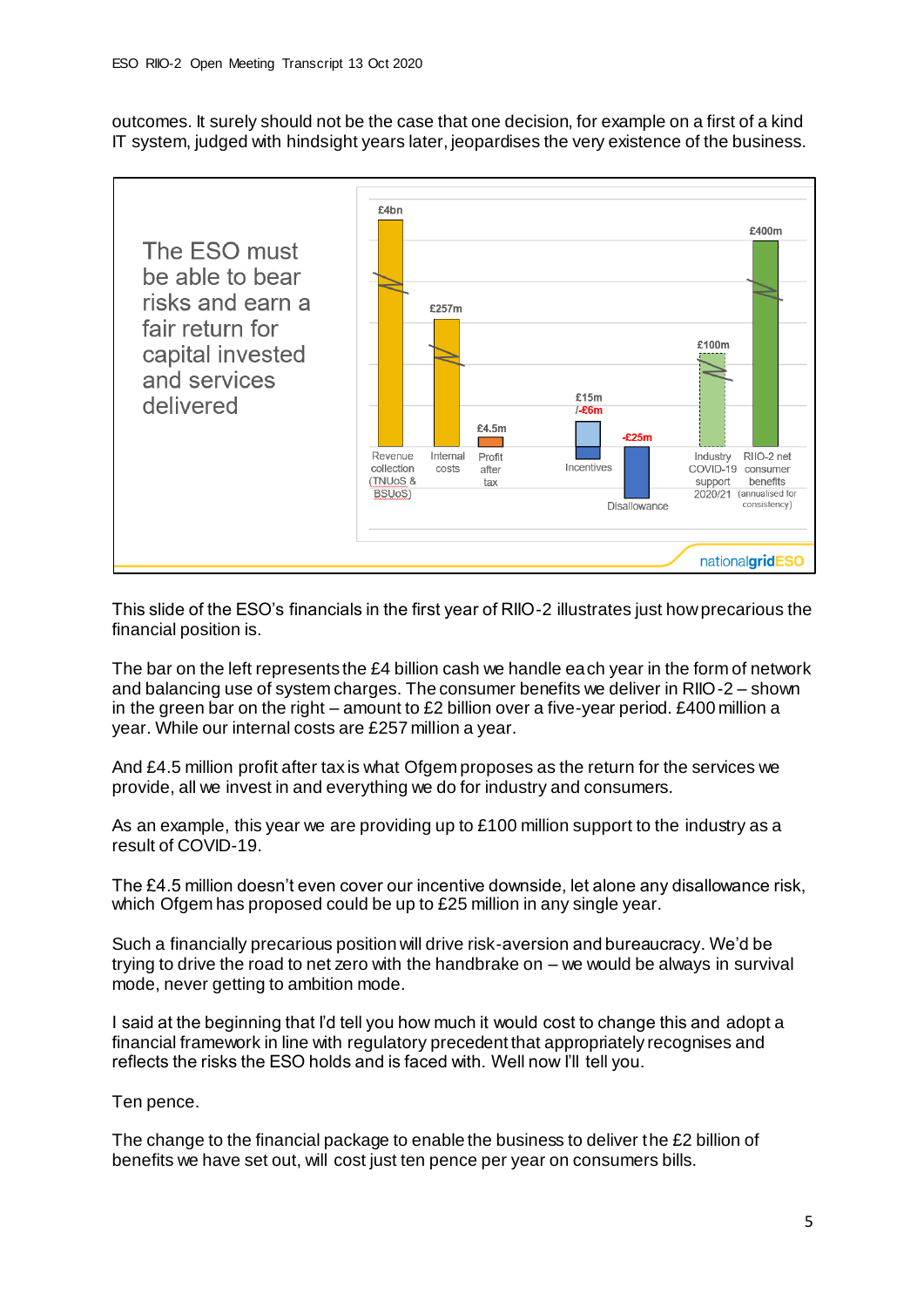outcomes. It surely should not be the case that one decision, for example on a first of a kind IT system, judged with hindsight years later, jeopardises the very existence of the business.

The ESO must be able to bear risks and earn a fair return for capital invested and services delivered

| Item | Value |
| --- | --- |
| Revenue collection (TNUoS & BSUoS) | £4bn |
| Internal costs | £257m |
| Profit after tax | £4.5m |
| Incentives | £15m /-£6m |
| Disallowance | -£25m |
| Industry COVID-19 support 2020/21 | £100m |
| RIIO-2 net consumer benefits (annualised for consistency) | £400m |

This slide of the ESO's financials in the first year of RIIO-2 illustrates just how precarious the financial position is.

The bar on the left represents the £4 billion cash we handle each year in the form of network and balancing use of system charges. The consumer benefits we deliver in RIIO-2 – shown in the green bar on the right – amount to £2 billion over a five-year period. £400 million a year. While our internal costs are £257 million a year.

And £4.5 million profit after tax is what Ofgem proposes as the return for the services we provide, all we invest in and everything we do for industry and consumers.

As an example, this year we are providing up to £100 million support to the industry as a result of COVID-19.

The £4.5 million doesn't even cover our incentive downside, let alone any disallowance risk, which Ofgem has proposed could be up to £25 million in any single year.

Such a financially precarious position will drive risk-aversion and bureaucracy. We'd be trying to drive the road to net zero with the handbrake on – we would be always in survival mode, never getting to ambition mode.

I said at the beginning that I'd tell you how much it would cost to change this and adopt a financial framework in line with regulatory precedent that appropriately recognises and reflects the risks the ESO holds and is faced with. Well now I'll tell you.

Ten pence.

The change to the financial package to enable the business to deliver the £2 billion of benefits we have set out, will cost just ten pence per year on consumers bills.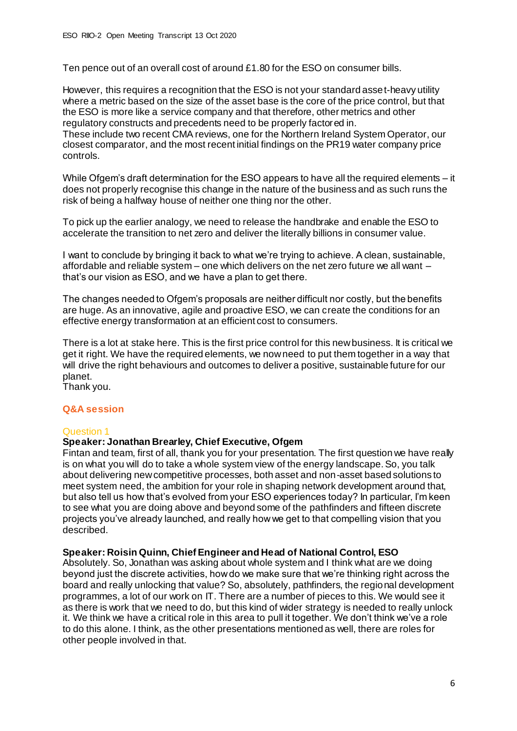Ten pence out of an overall cost of around £1.80 for the ESO on consumer bills.

However, this requires a recognition that the ESO is not your standard asset-heavy utility where a metric based on the size of the asset base is the core of the price control, but that the ESO is more like a service company and that therefore, other metrics and other regulatory constructs and precedents need to be properly factored in.
These include two recent CMA reviews, one for the Northern Ireland System Operator, our closest comparator, and the most recent initial findings on the PR19 water company price controls.

While Ofgem's draft determination for the ESO appears to have all the required elements – it does not properly recognise this change in the nature of the business and as such runs the risk of being a halfway house of neither one thing nor the other.

To pick up the earlier analogy, we need to release the handbrake and enable the ESO to accelerate the transition to net zero and deliver the literally billions in consumer value.

I want to conclude by bringing it back to what we're trying to achieve. A clean, sustainable, affordable and reliable system – one which delivers on the net zero future we all want – that's our vision as ESO, and we have a plan to get there.

The changes needed to Ofgem's proposals are neither difficult nor costly, but the benefits are huge. As an innovative, agile and proactive ESO, we can create the conditions for an effective energy transformation at an efficient cost to consumers.

There is a lot at stake here. This is the first price control for this new business. It is critical we get it right. We have the required elements, we now need to put them together in a way that will drive the right behaviours and outcomes to deliver a positive, sustainable future for our planet.
Thank you.

## Q&A session

### Question 1

**Speaker: Jonathan Brearley, Chief Executive, Ofgem**
Fintan and team, first of all, thank you for your presentation. The first question we have really is on what you will do to take a whole system view of the energy landscape. So, you talk about delivering new competitive processes, both asset and non-asset based solutions to meet system need, the ambition for your role in shaping network development around that, but also tell us how that's evolved from your ESO experiences today? In particular, I'm keen to see what you are doing above and beyond some of the pathfinders and fifteen discrete projects you've already launched, and really how we get to that compelling vision that you described.

**Speaker: Roisin Quinn, Chief Engineer and Head of National Control, ESO**
Absolutely. So, Jonathan was asking about whole system and I think what are we doing beyond just the discrete activities, how do we make sure that we're thinking right across the board and really unlocking that value? So, absolutely, pathfinders, the regional development programmes, a lot of our work on IT. There are a number of pieces to this. We would see it as there is work that we need to do, but this kind of wider strategy is needed to really unlock it. We think we have a critical role in this area to pull it together. We don't think we've a role to do this alone. I think, as the other presentations mentioned as well, there are roles for other people involved in that.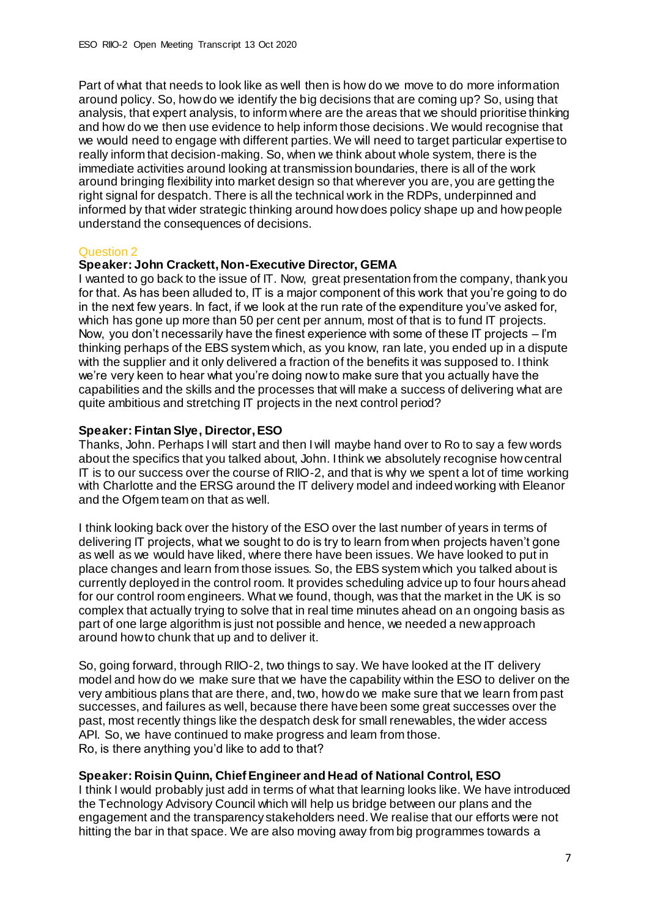Part of what that needs to look like as well then is how do we move to do more information around policy. So, how do we identify the big decisions that are coming up? So, using that analysis, that expert analysis, to inform where are the areas that we should prioritise thinking and how do we then use evidence to help inform those decisions. We would recognise that we would need to engage with different parties. We will need to target particular expertise to really inform that decision-making. So, when we think about whole system, there is the immediate activities around looking at transmission boundaries, there is all of the work around bringing flexibility into market design so that wherever you are, you are getting the right signal for despatch. There is all the technical work in the RDPs, underpinned and informed by that wider strategic thinking around how does policy shape up and how people understand the consequences of decisions.

### Question 2

**Speaker: John Crackett, Non-Executive Director, GEMA**

I wanted to go back to the issue of IT. Now, great presentation from the company, thank you for that. As has been alluded to, IT is a major component of this work that you're going to do in the next few years. In fact, if we look at the run rate of the expenditure you've asked for, which has gone up more than 50 per cent per annum, most of that is to fund IT projects. Now, you don't necessarily have the finest experience with some of these IT projects – I'm thinking perhaps of the EBS system which, as you know, ran late, you ended up in a dispute with the supplier and it only delivered a fraction of the benefits it was supposed to. I think we're very keen to hear what you're doing now to make sure that you actually have the capabilities and the skills and the processes that will make a success of delivering what are quite ambitious and stretching IT projects in the next control period?

**Speaker: Fintan Slye, Director, ESO**

Thanks, John. Perhaps I will start and then I will maybe hand over to Ro to say a few words about the specifics that you talked about, John. I think we absolutely recognise how central IT is to our success over the course of RIIO-2, and that is why we spent a lot of time working with Charlotte and the ERSG around the IT delivery model and indeed working with Eleanor and the Ofgem team on that as well.

I think looking back over the history of the ESO over the last number of years in terms of delivering IT projects, what we sought to do is try to learn from when projects haven't gone as well as we would have liked, where there have been issues. We have looked to put in place changes and learn from those issues. So, the EBS system which you talked about is currently deployed in the control room. It provides scheduling advice up to four hours ahead for our control room engineers. What we found, though, was that the market in the UK is so complex that actually trying to solve that in real time minutes ahead on an ongoing basis as part of one large algorithm is just not possible and hence, we needed a new approach around how to chunk that up and to deliver it.

So, going forward, through RIIO-2, two things to say. We have looked at the IT delivery model and how do we make sure that we have the capability within the ESO to deliver on the very ambitious plans that are there, and, two, how do we make sure that we learn from past successes, and failures as well, because there have been some great successes over the past, most recently things like the despatch desk for small renewables, the wider access API. So, we have continued to make progress and learn from those.
Ro, is there anything you'd like to add to that?

**Speaker: Roisin Quinn, Chief Engineer and Head of National Control, ESO**

I think I would probably just add in terms of what that learning looks like. We have introduced the Technology Advisory Council which will help us bridge between our plans and the engagement and the transparency stakeholders need. We realise that our efforts were not hitting the bar in that space. We are also moving away from big programmes towards a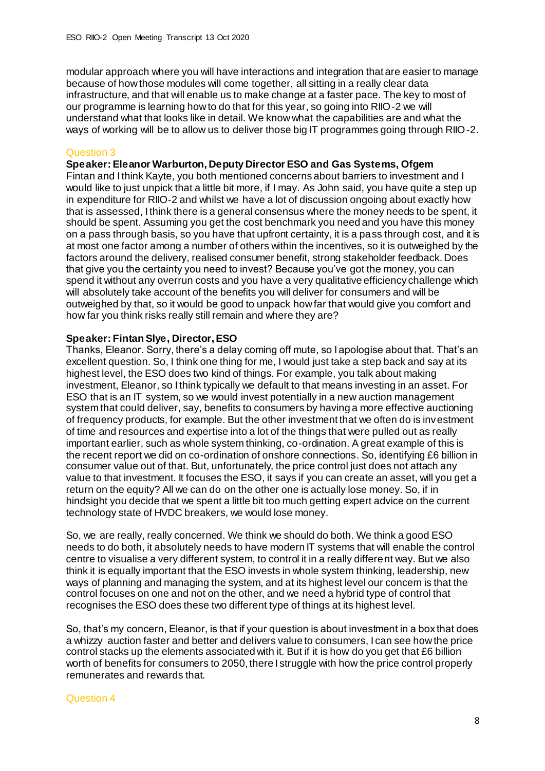modular approach where you will have interactions and integration that are easier to manage because of how those modules will come together, all sitting in a really clear data infrastructure, and that will enable us to make change at a faster pace. The key to most of our programme is learning how to do that for this year, so going into RIIO-2 we will understand what that looks like in detail. We know what the capabilities are and what the ways of working will be to allow us to deliver those big IT programmes going through RIIO-2.

### Question 3

**Speaker: Eleanor Warburton, Deputy Director ESO and Gas Systems, Ofgem**

Fintan and I think Kayte, you both mentioned concerns about barriers to investment and I would like to just unpick that a little bit more, if I may. As John said, you have quite a step up in expenditure for RIIO-2 and whilst we have a lot of discussion ongoing about exactly how that is assessed, I think there is a general consensus where the money needs to be spent, it should be spent. Assuming you get the cost benchmark you need and you have this money on a pass through basis, so you have that upfront certainty, it is a pass through cost, and it is at most one factor among a number of others within the incentives, so it is outweighed by the factors around the delivery, realised consumer benefit, strong stakeholder feedback. Does that give you the certainty you need to invest? Because you've got the money, you can spend it without any overrun costs and you have a very qualitative efficiency challenge which will absolutely take account of the benefits you will deliver for consumers and will be outweighed by that, so it would be good to unpack how far that would give you comfort and how far you think risks really still remain and where they are?

**Speaker: Fintan Slye, Director, ESO**

Thanks, Eleanor. Sorry, there's a delay coming off mute, so I apologise about that. That's an excellent question. So, I think one thing for me, I would just take a step back and say at its highest level, the ESO does two kind of things. For example, you talk about making investment, Eleanor, so I think typically we default to that means investing in an asset. For ESO that is an IT system, so we would invest potentially in a new auction management system that could deliver, say, benefits to consumers by having a more effective auctioning of frequency products, for example. But the other investment that we often do is investment of time and resources and expertise into a lot of the things that were pulled out as really important earlier, such as whole system thinking, co-ordination. A great example of this is the recent report we did on co-ordination of onshore connections. So, identifying £6 billion in consumer value out of that. But, unfortunately, the price control just does not attach any value to that investment. It focuses the ESO, it says if you can create an asset, will you get a return on the equity? All we can do on the other one is actually lose money. So, if in hindsight you decide that we spent a little bit too much getting expert advice on the current technology state of HVDC breakers, we would lose money.

So, we are really, really concerned. We think we should do both. We think a good ESO needs to do both, it absolutely needs to have modern IT systems that will enable the control centre to visualise a very different system, to control it in a really different way. But we also think it is equally important that the ESO invests in whole system thinking, leadership, new ways of planning and managing the system, and at its highest level our concern is that the control focuses on one and not on the other, and we need a hybrid type of control that recognises the ESO does these two different type of things at its highest level.

So, that's my concern, Eleanor, is that if your question is about investment in a box that does a whizzy auction faster and better and delivers value to consumers, I can see how the price control stacks up the elements associated with it. But if it is how do you get that £6 billion worth of benefits for consumers to 2050, there I struggle with how the price control properly remunerates and rewards that.

### Question 4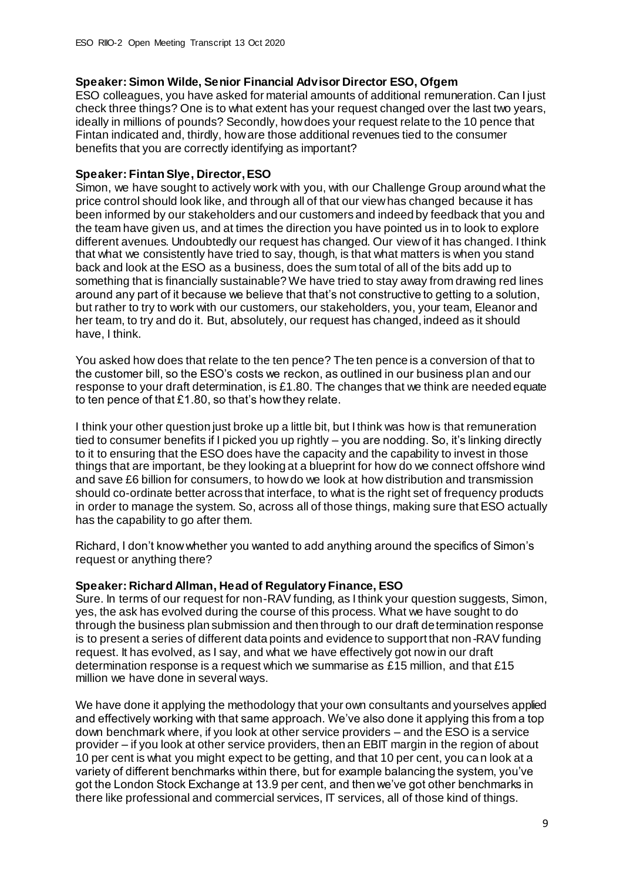**Speaker: Simon Wilde, Senior Financial Advisor Director ESO, Ofgem**

ESO colleagues, you have asked for material amounts of additional remuneration. Can I just check three things? One is to what extent has your request changed over the last two years, ideally in millions of pounds? Secondly, how does your request relate to the 10 pence that Fintan indicated and, thirdly, how are those additional revenues tied to the consumer benefits that you are correctly identifying as important?

**Speaker: Fintan Slye, Director, ESO**

Simon, we have sought to actively work with you, with our Challenge Group around what the price control should look like, and through all of that our view has changed because it has been informed by our stakeholders and our customers and indeed by feedback that you and the team have given us, and at times the direction you have pointed us in to look to explore different avenues. Undoubtedly our request has changed. Our view of it has changed. I think that what we consistently have tried to say, though, is that what matters is when you stand back and look at the ESO as a business, does the sum total of all of the bits add up to something that is financially sustainable? We have tried to stay away from drawing red lines around any part of it because we believe that that's not constructive to getting to a solution, but rather to try to work with our customers, our stakeholders, you, your team, Eleanor and her team, to try and do it. But, absolutely, our request has changed, indeed as it should have, I think.

You asked how does that relate to the ten pence? The ten pence is a conversion of that to the customer bill, so the ESO's costs we reckon, as outlined in our business plan and our response to your draft determination, is £1.80. The changes that we think are needed equate to ten pence of that £1.80, so that's how they relate.

I think your other question just broke up a little bit, but I think was how is that remuneration tied to consumer benefits if I picked you up rightly – you are nodding. So, it's linking directly to it to ensuring that the ESO does have the capacity and the capability to invest in those things that are important, be they looking at a blueprint for how do we connect offshore wind and save £6 billion for consumers, to how do we look at how distribution and transmission should co-ordinate better across that interface, to what is the right set of frequency products in order to manage the system. So, across all of those things, making sure that ESO actually has the capability to go after them.

Richard, I don't know whether you wanted to add anything around the specifics of Simon's request or anything there?

**Speaker: Richard Allman, Head of Regulatory Finance, ESO**

Sure. In terms of our request for non-RAV funding, as I think your question suggests, Simon, yes, the ask has evolved during the course of this process. What we have sought to do through the business plan submission and then through to our draft determination response is to present a series of different data points and evidence to support that non-RAV funding request. It has evolved, as I say, and what we have effectively got now in our draft determination response is a request which we summarise as £15 million, and that £15 million we have done in several ways.

We have done it applying the methodology that your own consultants and yourselves applied and effectively working with that same approach. We've also done it applying this from a top down benchmark where, if you look at other service providers – and the ESO is a service provider – if you look at other service providers, then an EBIT margin in the region of about 10 per cent is what you might expect to be getting, and that 10 per cent, you can look at a variety of different benchmarks within there, but for example balancing the system, you've got the London Stock Exchange at 13.9 per cent, and then we've got other benchmarks in there like professional and commercial services, IT services, all of those kind of things.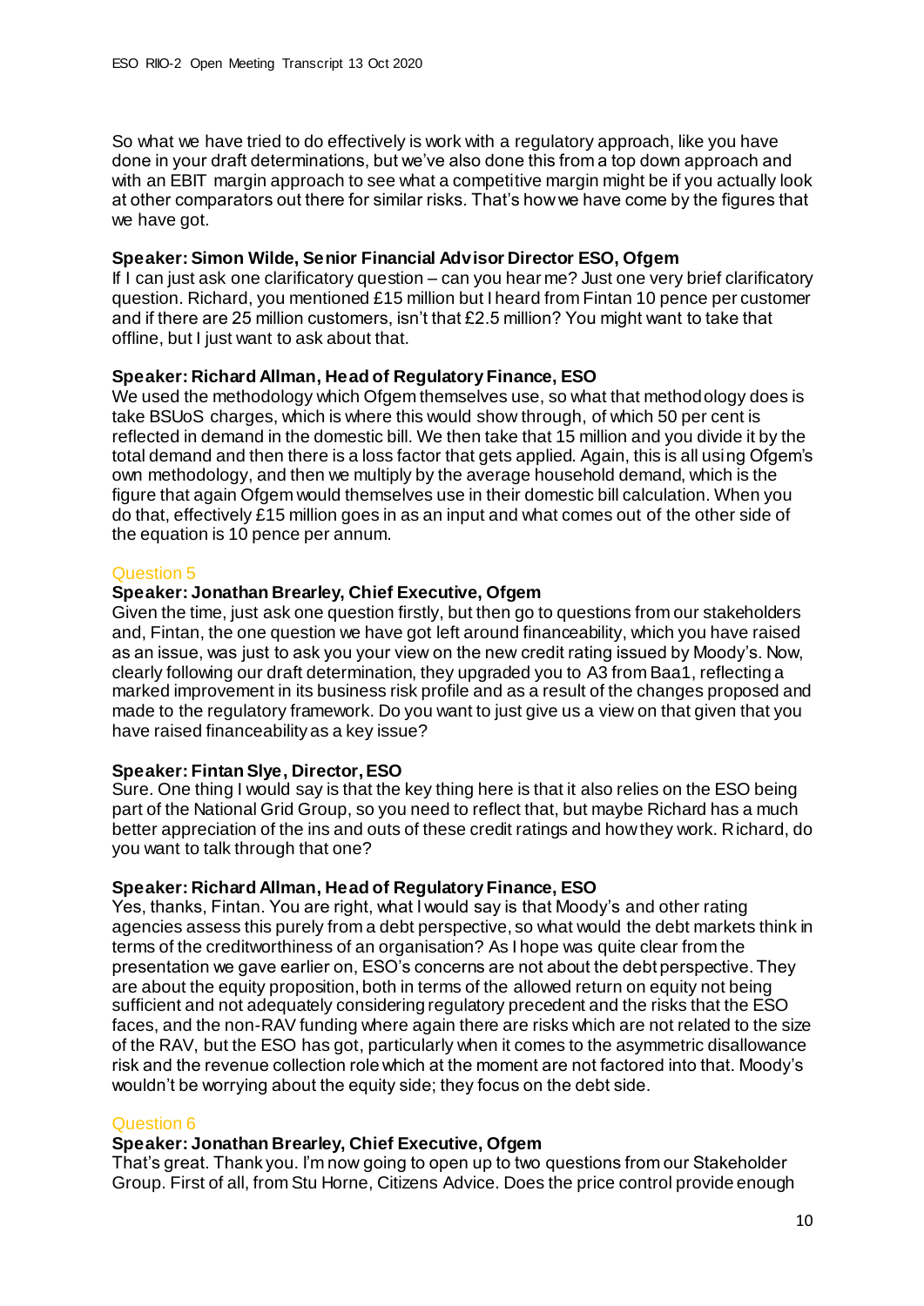So what we have tried to do effectively is work with a regulatory approach, like you have done in your draft determinations, but we've also done this from a top down approach and with an EBIT margin approach to see what a competitive margin might be if you actually look at other comparators out there for similar risks. That's how we have come by the figures that we have got.

**Speaker: Simon Wilde, Senior Financial Advisor Director ESO, Ofgem**

If I can just ask one clarificatory question – can you hear me? Just one very brief clarificatory question. Richard, you mentioned £15 million but I heard from Fintan 10 pence per customer and if there are 25 million customers, isn't that £2.5 million? You might want to take that offline, but I just want to ask about that.

**Speaker: Richard Allman, Head of Regulatory Finance, ESO**

We used the methodology which Ofgem themselves use, so what that methodology does is take BSUoS charges, which is where this would show through, of which 50 per cent is reflected in demand in the domestic bill. We then take that 15 million and you divide it by the total demand and then there is a loss factor that gets applied. Again, this is all using Ofgem's own methodology, and then we multiply by the average household demand, which is the figure that again Ofgem would themselves use in their domestic bill calculation. When you do that, effectively £15 million goes in as an input and what comes out of the other side of the equation is 10 pence per annum.

Question 5

**Speaker: Jonathan Brearley, Chief Executive, Ofgem**

Given the time, just ask one question firstly, but then go to questions from our stakeholders and, Fintan, the one question we have got left around financeability, which you have raised as an issue, was just to ask you your view on the new credit rating issued by Moody's. Now, clearly following our draft determination, they upgraded you to A3 from Baa1, reflecting a marked improvement in its business risk profile and as a result of the changes proposed and made to the regulatory framework. Do you want to just give us a view on that given that you have raised financeability as a key issue?

**Speaker: Fintan Slye, Director, ESO**

Sure. One thing I would say is that the key thing here is that it also relies on the ESO being part of the National Grid Group, so you need to reflect that, but maybe Richard has a much better appreciation of the ins and outs of these credit ratings and how they work. Richard, do you want to talk through that one?

**Speaker: Richard Allman, Head of Regulatory Finance, ESO**

Yes, thanks, Fintan. You are right, what I would say is that Moody's and other rating agencies assess this purely from a debt perspective, so what would the debt markets think in terms of the creditworthiness of an organisation? As I hope was quite clear from the presentation we gave earlier on, ESO's concerns are not about the debt perspective. They are about the equity proposition, both in terms of the allowed return on equity not being sufficient and not adequately considering regulatory precedent and the risks that the ESO faces, and the non-RAV funding where again there are risks which are not related to the size of the RAV, but the ESO has got, particularly when it comes to the asymmetric disallowance risk and the revenue collection role which at the moment are not factored into that. Moody's wouldn't be worrying about the equity side; they focus on the debt side.

Question 6

**Speaker: Jonathan Brearley, Chief Executive, Ofgem**

That's great. Thank you. I'm now going to open up to two questions from our Stakeholder Group. First of all, from Stu Horne, Citizens Advice. Does the price control provide enough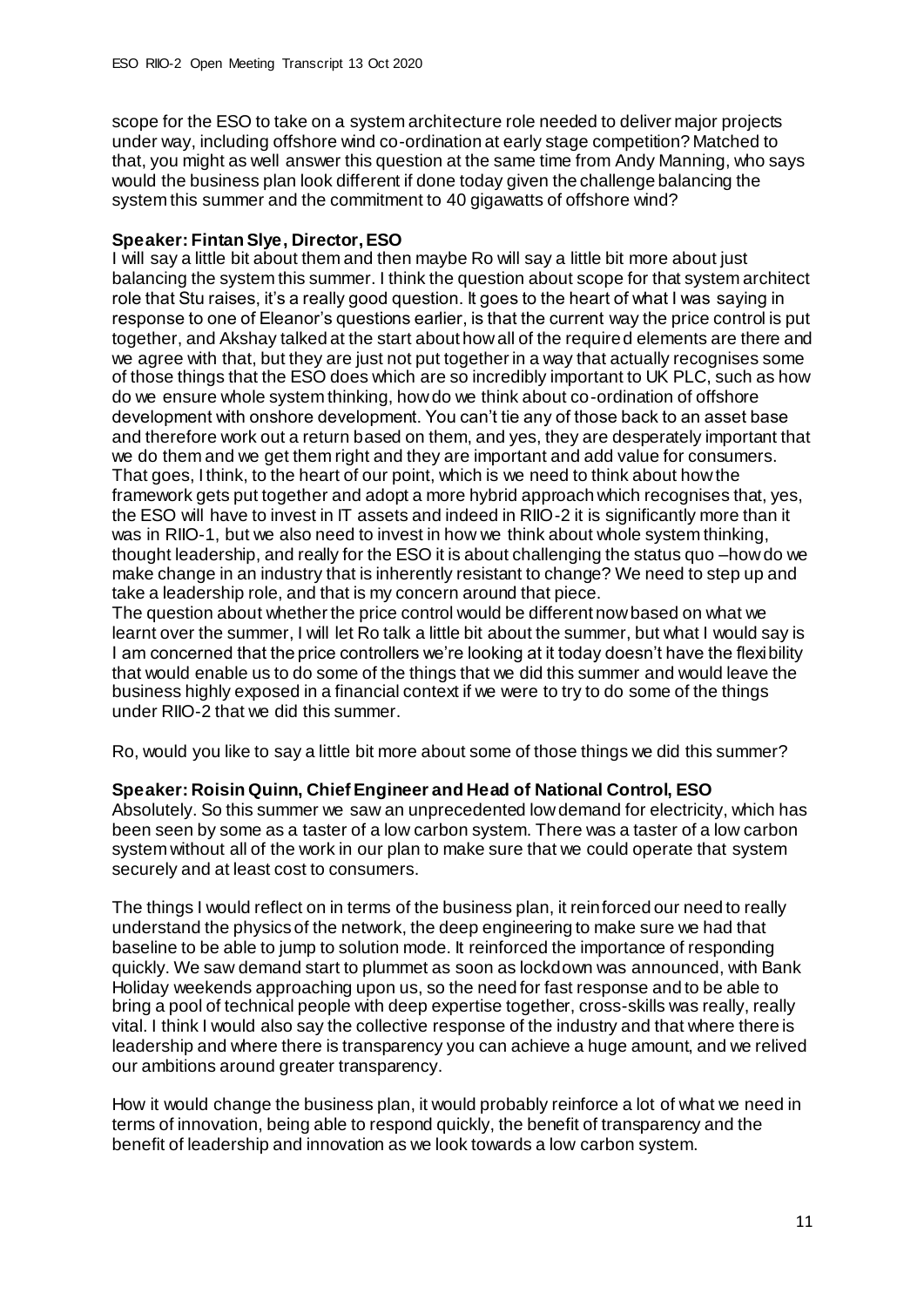scope for the ESO to take on a system architecture role needed to deliver major projects under way, including offshore wind co-ordination at early stage competition? Matched to that, you might as well answer this question at the same time from Andy Manning, who says would the business plan look different if done today given the challenge balancing the system this summer and the commitment to 40 gigawatts of offshore wind?

**Speaker: Fintan Slye, Director, ESO**

I will say a little bit about them and then maybe Ro will say a little bit more about just balancing the system this summer. I think the question about scope for that system architect role that Stu raises, it's a really good question. It goes to the heart of what I was saying in response to one of Eleanor's questions earlier, is that the current way the price control is put together, and Akshay talked at the start about how all of the required elements are there and we agree with that, but they are just not put together in a way that actually recognises some of those things that the ESO does which are so incredibly important to UK PLC, such as how do we ensure whole system thinking, how do we think about co-ordination of offshore development with onshore development. You can't tie any of those back to an asset base and therefore work out a return based on them, and yes, they are desperately important that we do them and we get them right and they are important and add value for consumers. That goes, I think, to the heart of our point, which is we need to think about how the framework gets put together and adopt a more hybrid approach which recognises that, yes, the ESO will have to invest in IT assets and indeed in RIIO-2 it is significantly more than it was in RIIO-1, but we also need to invest in how we think about whole system thinking, thought leadership, and really for the ESO it is about challenging the status quo – how do we make change in an industry that is inherently resistant to change? We need to step up and take a leadership role, and that is my concern around that piece.

The question about whether the price control would be different now based on what we learnt over the summer, I will let Ro talk a little bit about the summer, but what I would say is I am concerned that the price controllers we're looking at it today doesn't have the flexibility that would enable us to do some of the things that we did this summer and would leave the business highly exposed in a financial context if we were to try to do some of the things under RIIO-2 that we did this summer.

Ro, would you like to say a little bit more about some of those things we did this summer?

**Speaker: Roisin Quinn, Chief Engineer and Head of National Control, ESO**

Absolutely. So this summer we saw an unprecedented low demand for electricity, which has been seen by some as a taster of a low carbon system. There was a taster of a low carbon system without all of the work in our plan to make sure that we could operate that system securely and at least cost to consumers.

The things I would reflect on in terms of the business plan, it reinforced our need to really understand the physics of the network, the deep engineering to make sure we had that baseline to be able to jump to solution mode. It reinforced the importance of responding quickly. We saw demand start to plummet as soon as lockdown was announced, with Bank Holiday weekends approaching upon us, so the need for fast response and to be able to bring a pool of technical people with deep expertise together, cross-skills was really, really vital. I think I would also say the collective response of the industry and that where there is leadership and where there is transparency you can achieve a huge amount, and we relived our ambitions around greater transparency.

How it would change the business plan, it would probably reinforce a lot of what we need in terms of innovation, being able to respond quickly, the benefit of transparency and the benefit of leadership and innovation as we look towards a low carbon system.